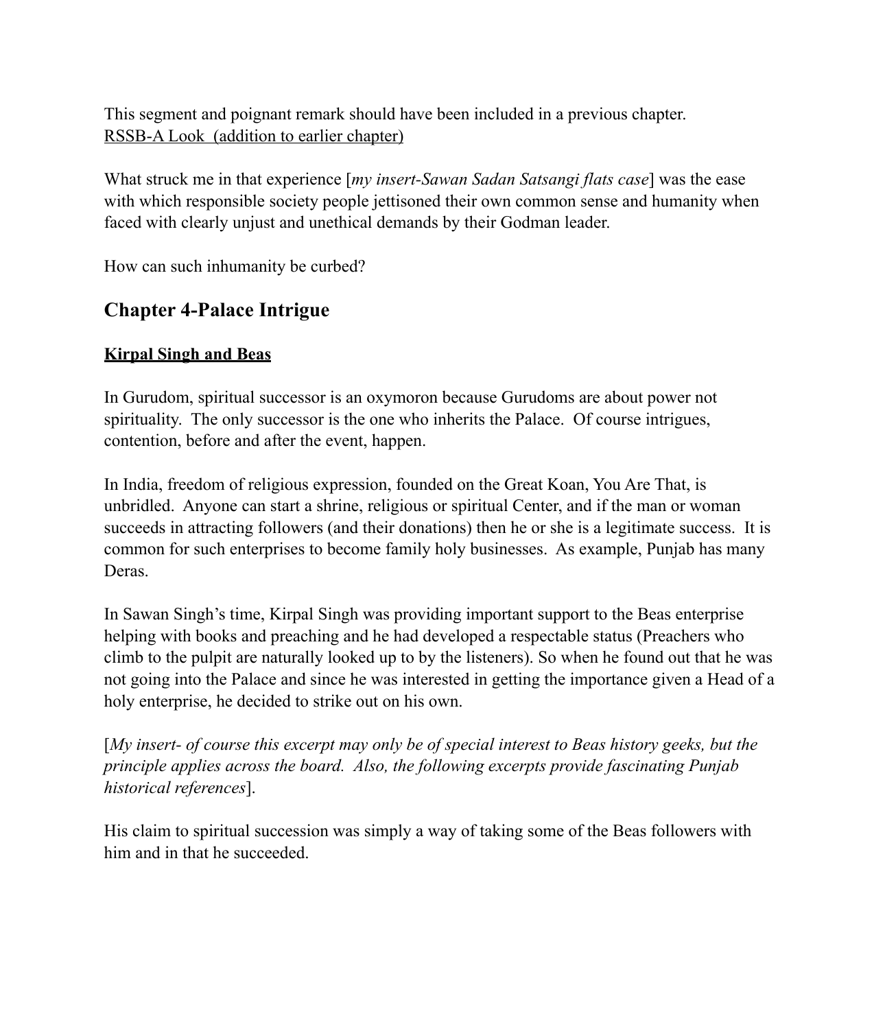This segment and poignant remark should have been included in a previous chapter.
<u>RSSB-A Look  (addition to earlier chapter)</u>

What struck me in that experience [*my insert-Sawan Sadan Satsangi flats case*] was the ease with which responsible society people jettisoned their own common sense and humanity when faced with clearly unjust and unethical demands by their Godman leader.

How can such inhumanity be curbed?

## Chapter 4-Palace Intrigue

**<u>Kirpal Singh and Beas</u>**

In Gurudom, spiritual successor is an oxymoron because Gurudoms are about power not spirituality.  The only successor is the one who inherits the Palace.  Of course intrigues, contention, before and after the event, happen.

In India, freedom of religious expression, founded on the Great Koan, You Are That, is unbridled.  Anyone can start a shrine, religious or spiritual Center, and if the man or woman succeeds in attracting followers (and their donations) then he or she is a legitimate success.  It is common for such enterprises to become family holy businesses.  As example, Punjab has many Deras.

In Sawan Singh's time, Kirpal Singh was providing important support to the Beas enterprise helping with books and preaching and he had developed a respectable status (Preachers who climb to the pulpit are naturally looked up to by the listeners). So when he found out that he was not going into the Palace and since he was interested in getting the importance given a Head of a holy enterprise, he decided to strike out on his own.

[*My insert- of course this excerpt may only be of special interest to Beas history geeks, but the principle applies across the board.  Also, the following excerpts provide fascinating Punjab historical references*].

His claim to spiritual succession was simply a way of taking some of the Beas followers with him and in that he succeeded.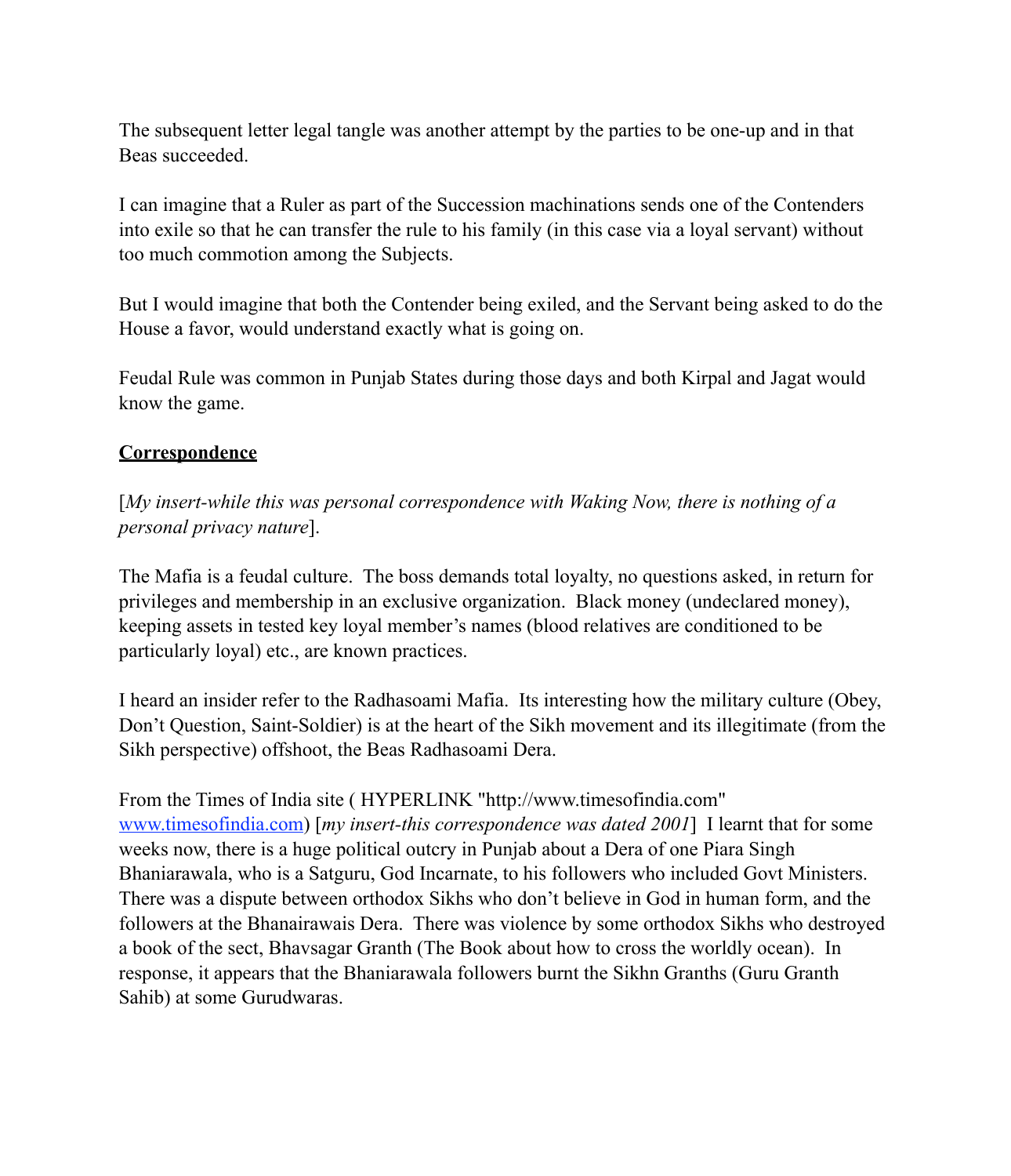The subsequent letter legal tangle was another attempt by the parties to be one-up and in that Beas succeeded.

I can imagine that a Ruler as part of the Succession machinations sends one of the Contenders into exile so that he can transfer the rule to his family (in this case via a loyal servant) without too much commotion among the Subjects.

But I would imagine that both the Contender being exiled, and the Servant being asked to do the House a favor, would understand exactly what is going on.

Feudal Rule was common in Punjab States during those days and both Kirpal and Jagat would know the game.

**Correspondence**

[*My insert-while this was personal correspondence with Waking Now, there is nothing of a personal privacy nature*].

The Mafia is a feudal culture. The boss demands total loyalty, no questions asked, in return for privileges and membership in an exclusive organization. Black money (undeclared money), keeping assets in tested key loyal member's names (blood relatives are conditioned to be particularly loyal) etc., are known practices.

I heard an insider refer to the Radhasoami Mafia. Its interesting how the military culture (Obey, Don't Question, Saint-Soldier) is at the heart of the Sikh movement and its illegitimate (from the Sikh perspective) offshoot, the Beas Radhasoami Dera.

From the Times of India site ( HYPERLINK "http://www.timesofindia.com" www.timesofindia.com) [*my insert-this correspondence was dated 2001*] I learnt that for some weeks now, there is a huge political outcry in Punjab about a Dera of one Piara Singh Bhaniarawala, who is a Satguru, God Incarnate, to his followers who included Govt Ministers. There was a dispute between orthodox Sikhs who don't believe in God in human form, and the followers at the Bhanairawais Dera. There was violence by some orthodox Sikhs who destroyed a book of the sect, Bhavsagar Granth (The Book about how to cross the worldly ocean). In response, it appears that the Bhaniarawala followers burnt the Sikhn Granths (Guru Granth Sahib) at some Gurudwaras.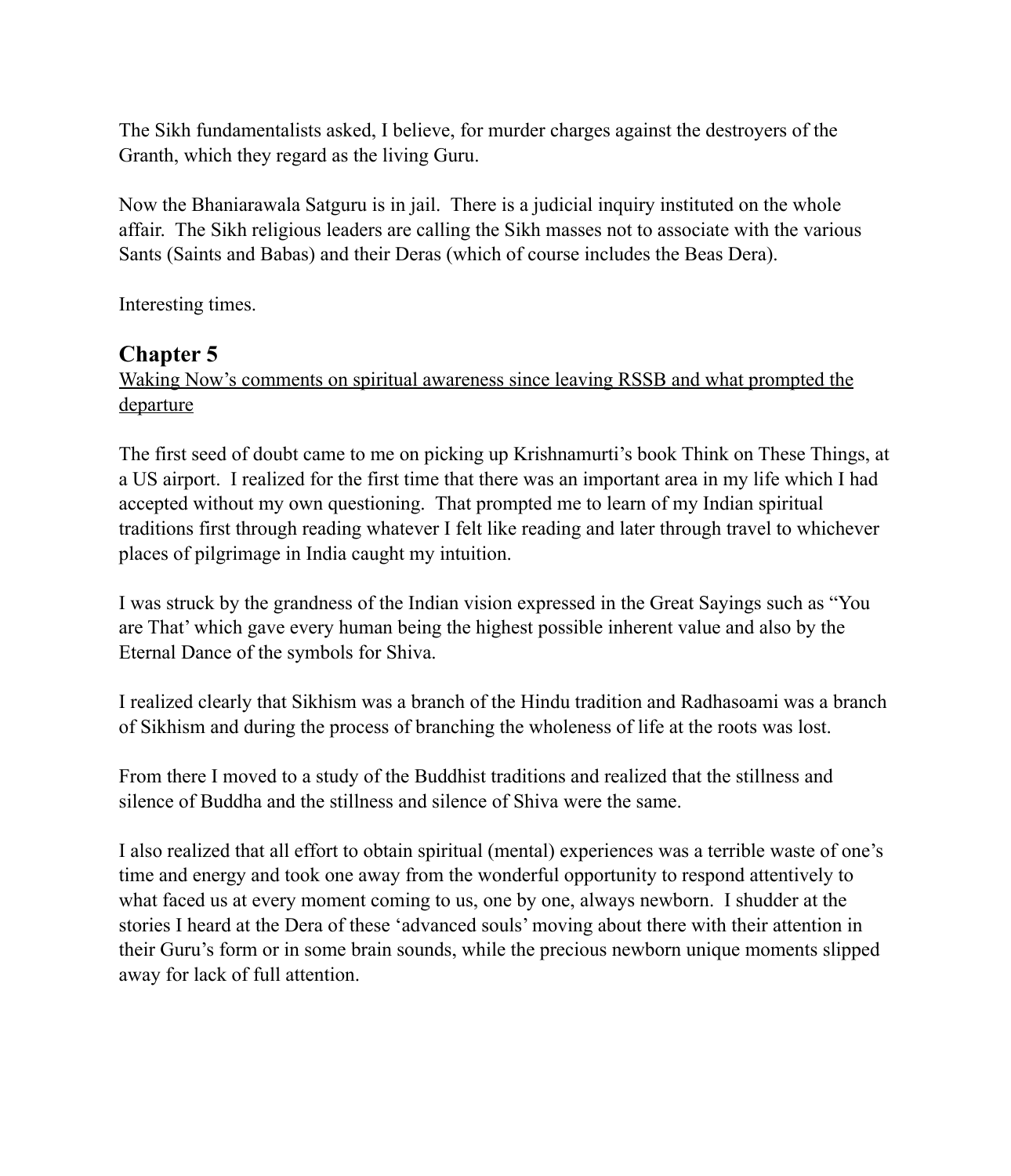The Sikh fundamentalists asked, I believe, for murder charges against the destroyers of the Granth, which they regard as the living Guru.

Now the Bhaniarawala Satguru is in jail. There is a judicial inquiry instituted on the whole affair. The Sikh religious leaders are calling the Sikh masses not to associate with the various Sants (Saints and Babas) and their Deras (which of course includes the Beas Dera).

Interesting times.

## Chapter 5

<u>Waking Now's comments on spiritual awareness since leaving RSSB and what prompted the departure</u>

The first seed of doubt came to me on picking up Krishnamurti's book Think on These Things, at a US airport. I realized for the first time that there was an important area in my life which I had accepted without my own questioning. That prompted me to learn of my Indian spiritual traditions first through reading whatever I felt like reading and later through travel to whichever places of pilgrimage in India caught my intuition.

I was struck by the grandness of the Indian vision expressed in the Great Sayings such as "You are That' which gave every human being the highest possible inherent value and also by the Eternal Dance of the symbols for Shiva.

I realized clearly that Sikhism was a branch of the Hindu tradition and Radhasoami was a branch of Sikhism and during the process of branching the wholeness of life at the roots was lost.

From there I moved to a study of the Buddhist traditions and realized that the stillness and silence of Buddha and the stillness and silence of Shiva were the same.

I also realized that all effort to obtain spiritual (mental) experiences was a terrible waste of one's time and energy and took one away from the wonderful opportunity to respond attentively to what faced us at every moment coming to us, one by one, always newborn. I shudder at the stories I heard at the Dera of these 'advanced souls' moving about there with their attention in their Guru's form or in some brain sounds, while the precious newborn unique moments slipped away for lack of full attention.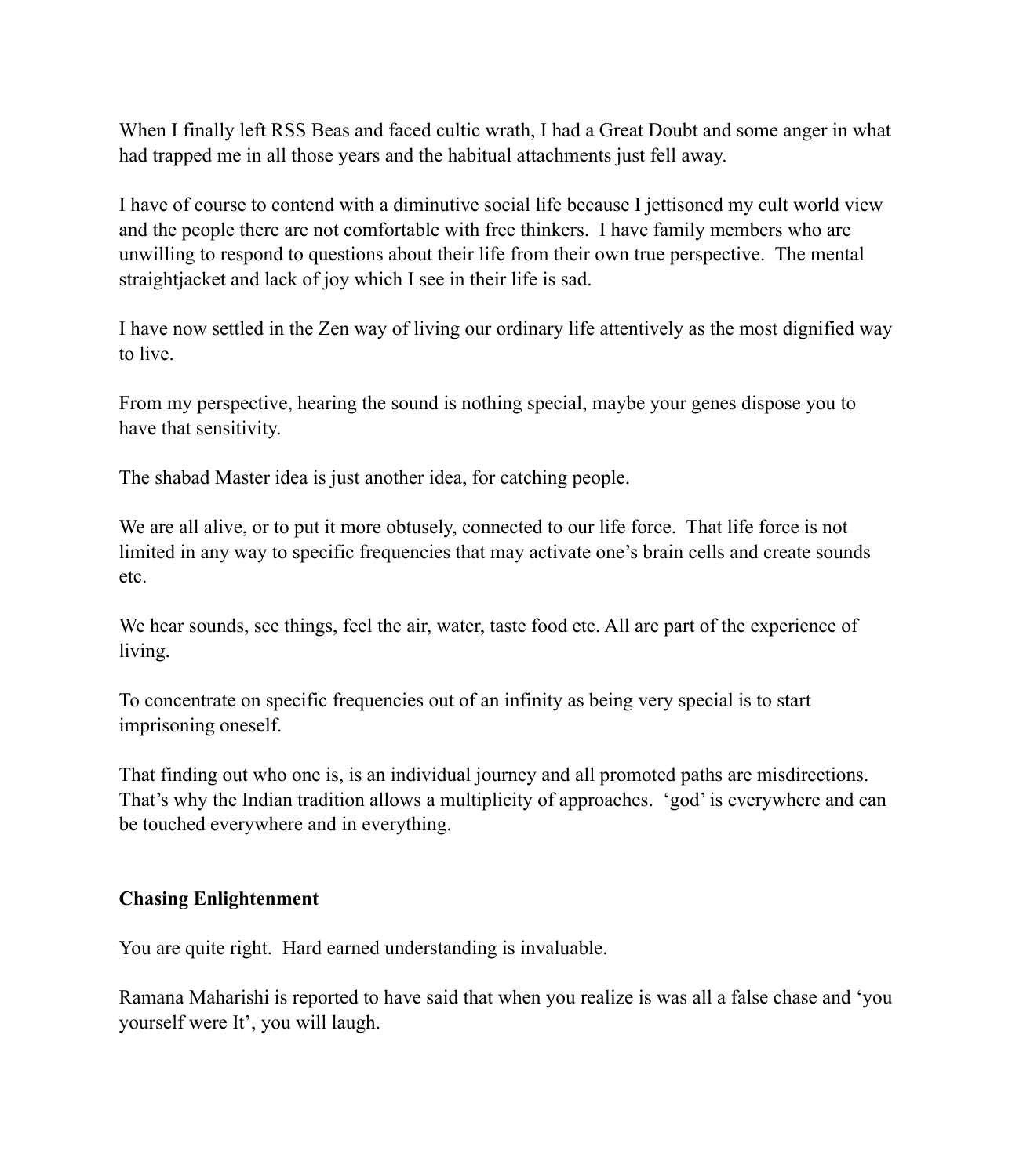When I finally left RSS Beas and faced cultic wrath, I had a Great Doubt and some anger in what had trapped me in all those years and the habitual attachments just fell away.

I have of course to contend with a diminutive social life because I jettisoned my cult world view and the people there are not comfortable with free thinkers. I have family members who are unwilling to respond to questions about their life from their own true perspective. The mental straightjacket and lack of joy which I see in their life is sad.

I have now settled in the Zen way of living our ordinary life attentively as the most dignified way to live.

From my perspective, hearing the sound is nothing special, maybe your genes dispose you to have that sensitivity.

The shabad Master idea is just another idea, for catching people.

We are all alive, or to put it more obtusely, connected to our life force. That life force is not limited in any way to specific frequencies that may activate one's brain cells and create sounds etc.

We hear sounds, see things, feel the air, water, taste food etc. All are part of the experience of living.

To concentrate on specific frequencies out of an infinity as being very special is to start imprisoning oneself.

That finding out who one is, is an individual journey and all promoted paths are misdirections. That's why the Indian tradition allows a multiplicity of approaches. 'god' is everywhere and can be touched everywhere and in everything.

**Chasing Enlightenment**

You are quite right. Hard earned understanding is invaluable.

Ramana Maharishi is reported to have said that when you realize is was all a false chase and 'you yourself were It', you will laugh.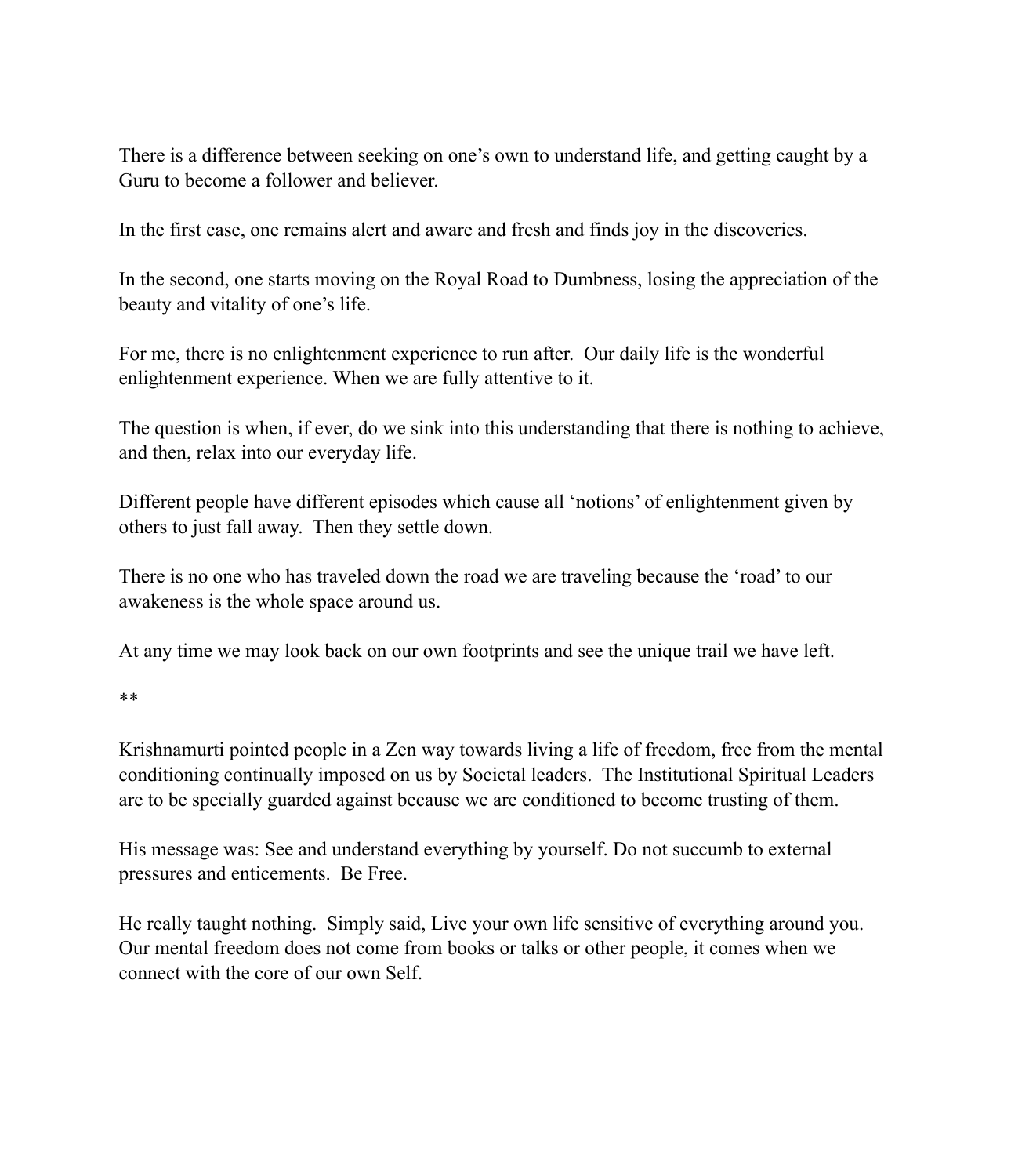There is a difference between seeking on one's own to understand life, and getting caught by a Guru to become a follower and believer.

In the first case, one remains alert and aware and fresh and finds joy in the discoveries.

In the second, one starts moving on the Royal Road to Dumbness, losing the appreciation of the beauty and vitality of one's life.

For me, there is no enlightenment experience to run after. Our daily life is the wonderful enlightenment experience. When we are fully attentive to it.

The question is when, if ever, do we sink into this understanding that there is nothing to achieve, and then, relax into our everyday life.

Different people have different episodes which cause all 'notions' of enlightenment given by others to just fall away. Then they settle down.

There is no one who has traveled down the road we are traveling because the 'road' to our awakeness is the whole space around us.

At any time we may look back on our own footprints and see the unique trail we have left.

**

Krishnamurti pointed people in a Zen way towards living a life of freedom, free from the mental conditioning continually imposed on us by Societal leaders. The Institutional Spiritual Leaders are to be specially guarded against because we are conditioned to become trusting of them.

His message was: See and understand everything by yourself. Do not succumb to external pressures and enticements. Be Free.

He really taught nothing. Simply said, Live your own life sensitive of everything around you. Our mental freedom does not come from books or talks or other people, it comes when we connect with the core of our own Self.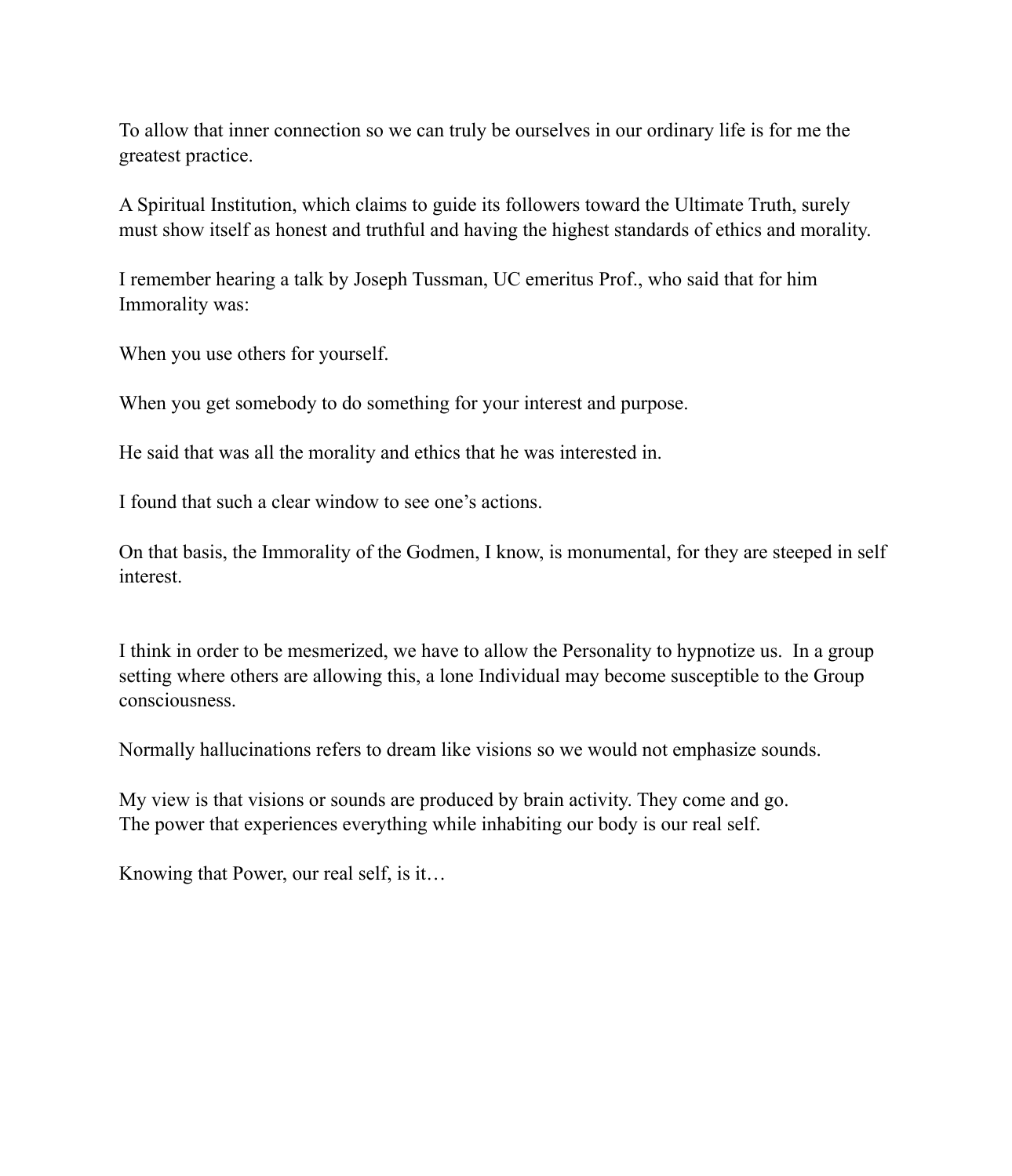To allow that inner connection so we can truly be ourselves in our ordinary life is for me the greatest practice.

A Spiritual Institution, which claims to guide its followers toward the Ultimate Truth, surely must show itself as honest and truthful and having the highest standards of ethics and morality.

I remember hearing a talk by Joseph Tussman, UC emeritus Prof., who said that for him Immorality was:

When you use others for yourself.

When you get somebody to do something for your interest and purpose.

He said that was all the morality and ethics that he was interested in.

I found that such a clear window to see one's actions.

On that basis, the Immorality of the Godmen, I know, is monumental, for they are steeped in self interest.

I think in order to be mesmerized, we have to allow the Personality to hypnotize us. In a group setting where others are allowing this, a lone Individual may become susceptible to the Group consciousness.

Normally hallucinations refers to dream like visions so we would not emphasize sounds.

My view is that visions or sounds are produced by brain activity. They come and go.
The power that experiences everything while inhabiting our body is our real self.

Knowing that Power, our real self, is it…